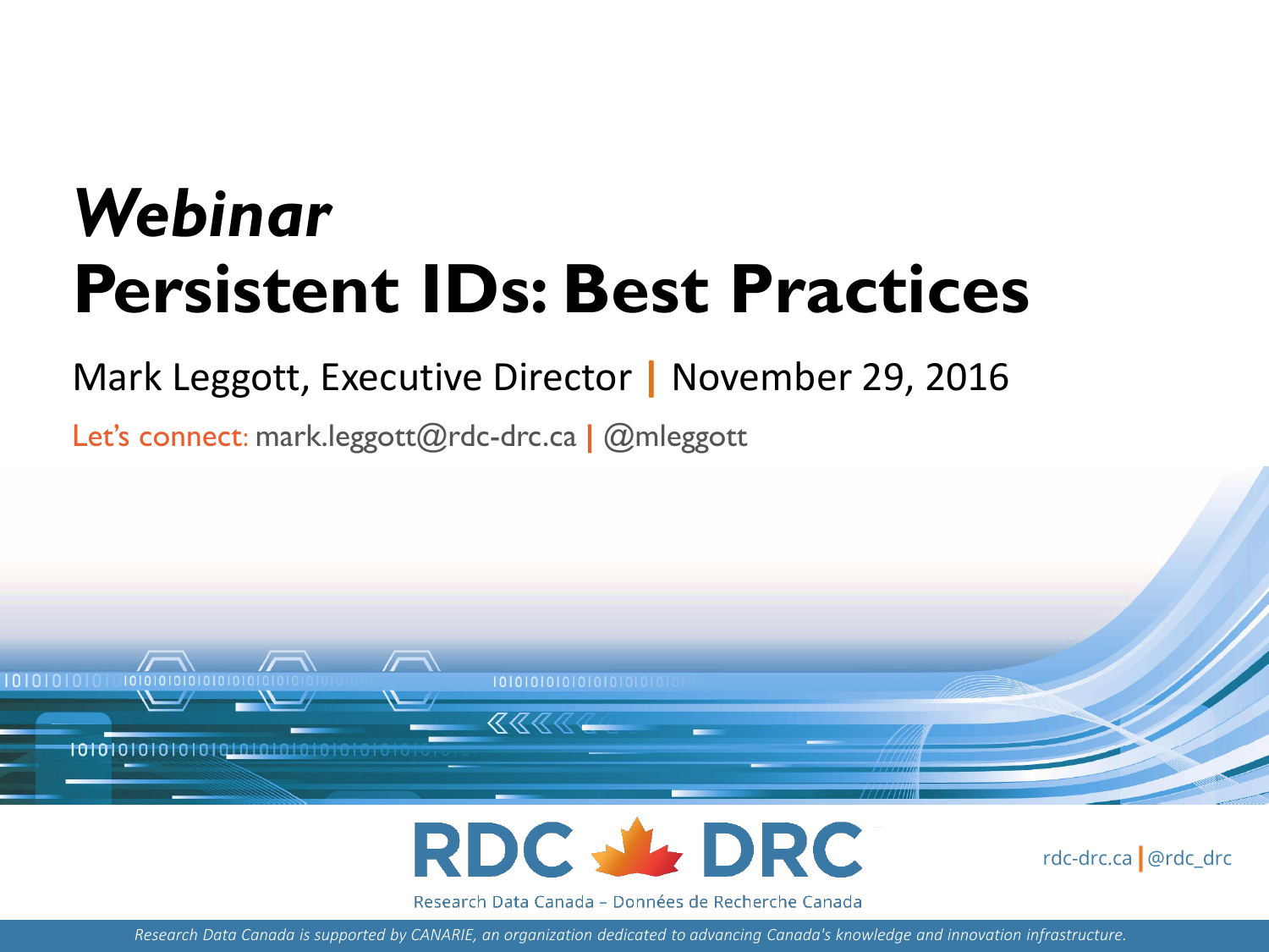# *Webinar*
# Persistent IDs: Best Practices

Mark Leggott, Executive Director | November 29, 2016

Let's connect: mark.leggott@rdc-drc.ca | @mleggott

RDC DRC

Research Data Canada – Données de Recherche Canada

rdc-drc.ca | @rdc_drc

*Research Data Canada is supported by CANARIE, an organization dedicated to advancing Canada's knowledge and innovation infrastructure.*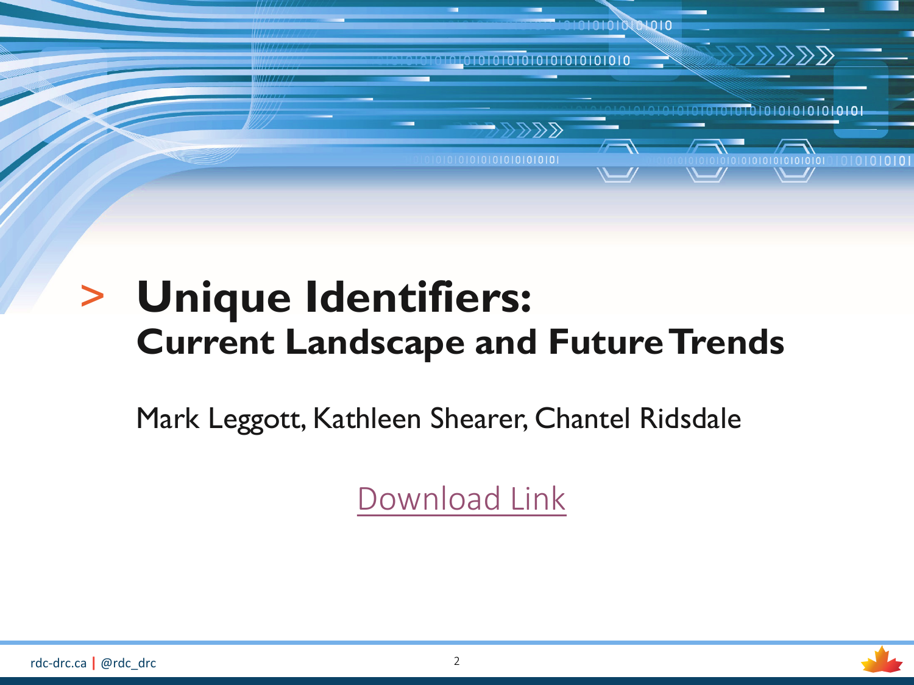# Unique Identifiers:
## Current Landscape and Future Trends

Mark Leggott, Kathleen Shearer, Chantel Ridsdale

Download Link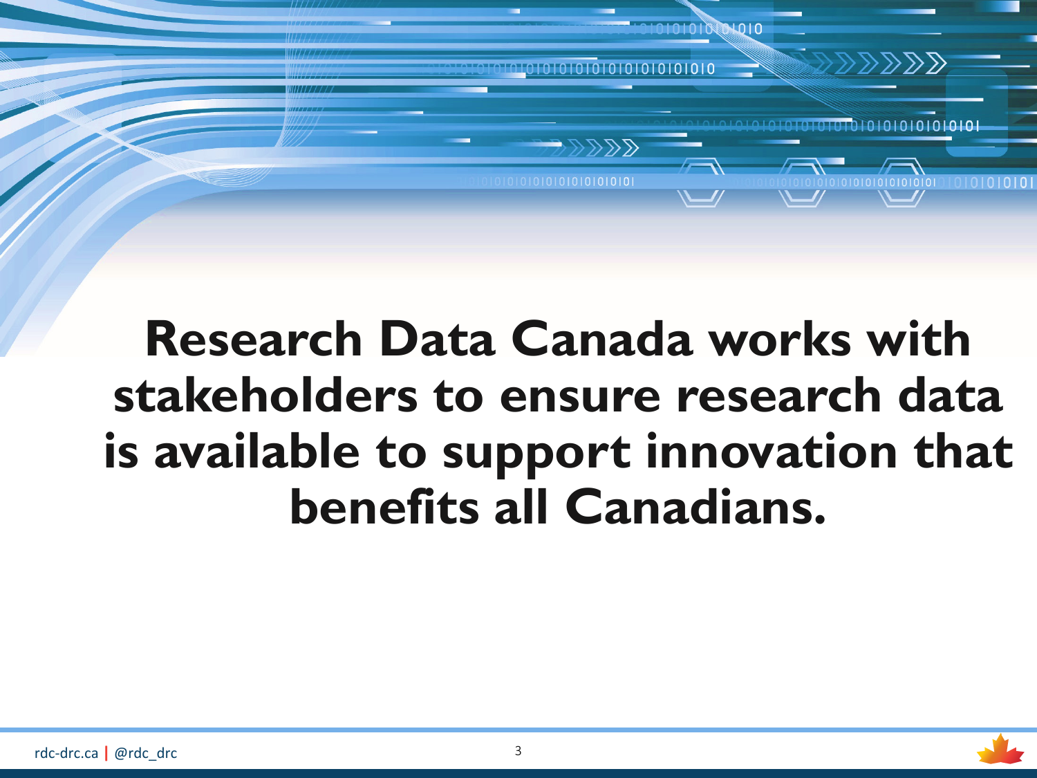# Research Data Canada works with stakeholders to ensure research data is available to support innovation that benefits all Canadians.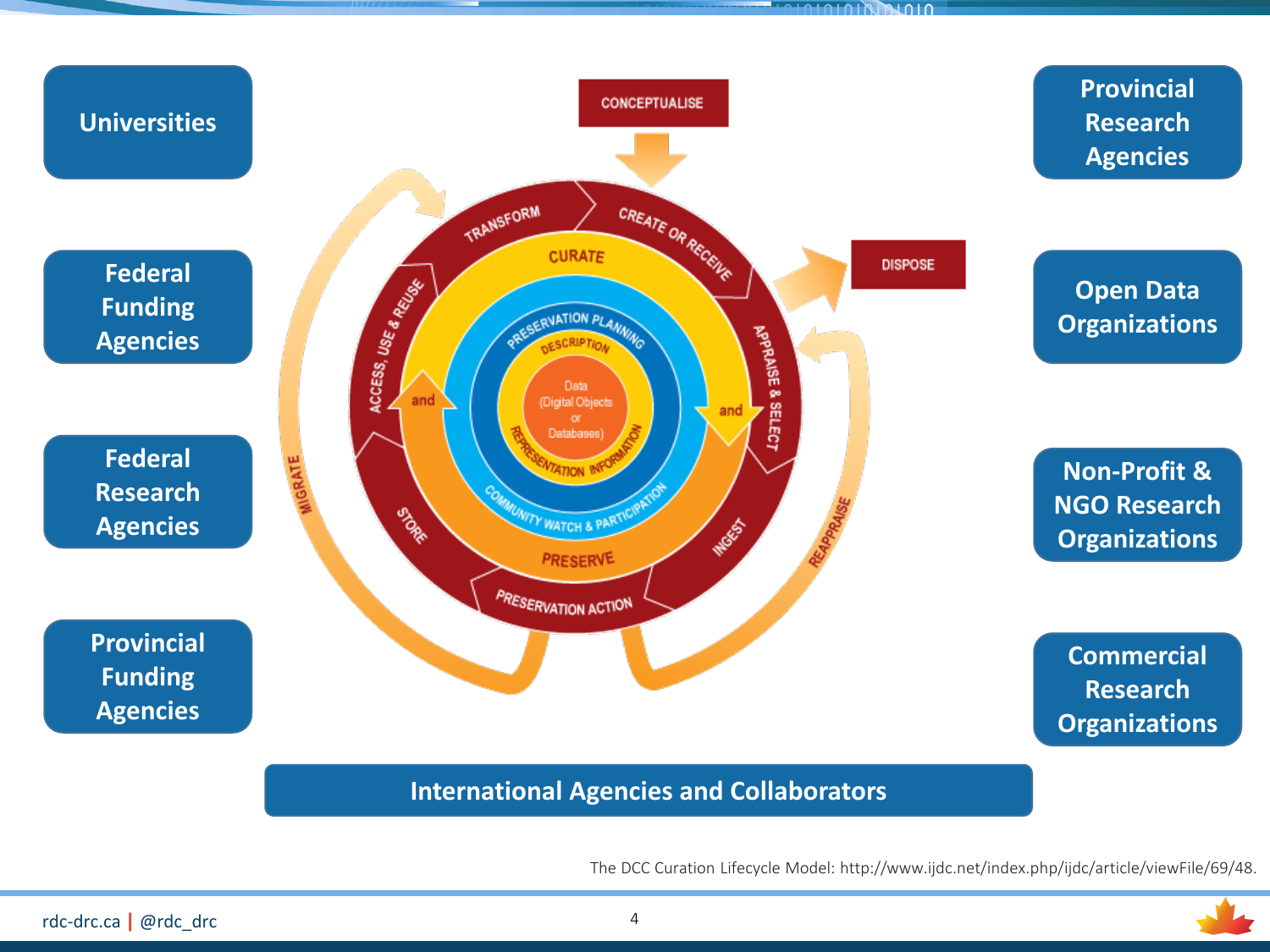Universities

Federal Funding Agencies

Federal Research Agencies

Provincial Funding Agencies

Provincial Research Agencies

Open Data Organizations

Non-Profit & NGO Research Organizations

Commercial Research Organizations

CONCEPTUALISE

DISPOSE

CREATE OR RECEIVE

APPRAISE & SELECT

INGEST

PRESERVATION ACTION

STORE

ACCESS, USE & REUSE

TRANSFORM

MIGRATE

REAPPRAISE

CURATE

PRESERVE

and

and

PRESERVATION PLANNING

COMMUNITY WATCH & PARTICIPATION

DESCRIPTION

REPRESENTATION INFORMATION

Data (Digital Objects or Databases)

International Agencies and Collaborators

The DCC Curation Lifecycle Model: http://www.ijdc.net/index.php/ijdc/article/viewFile/69/48.

rdc-drc.ca | @rdc_drc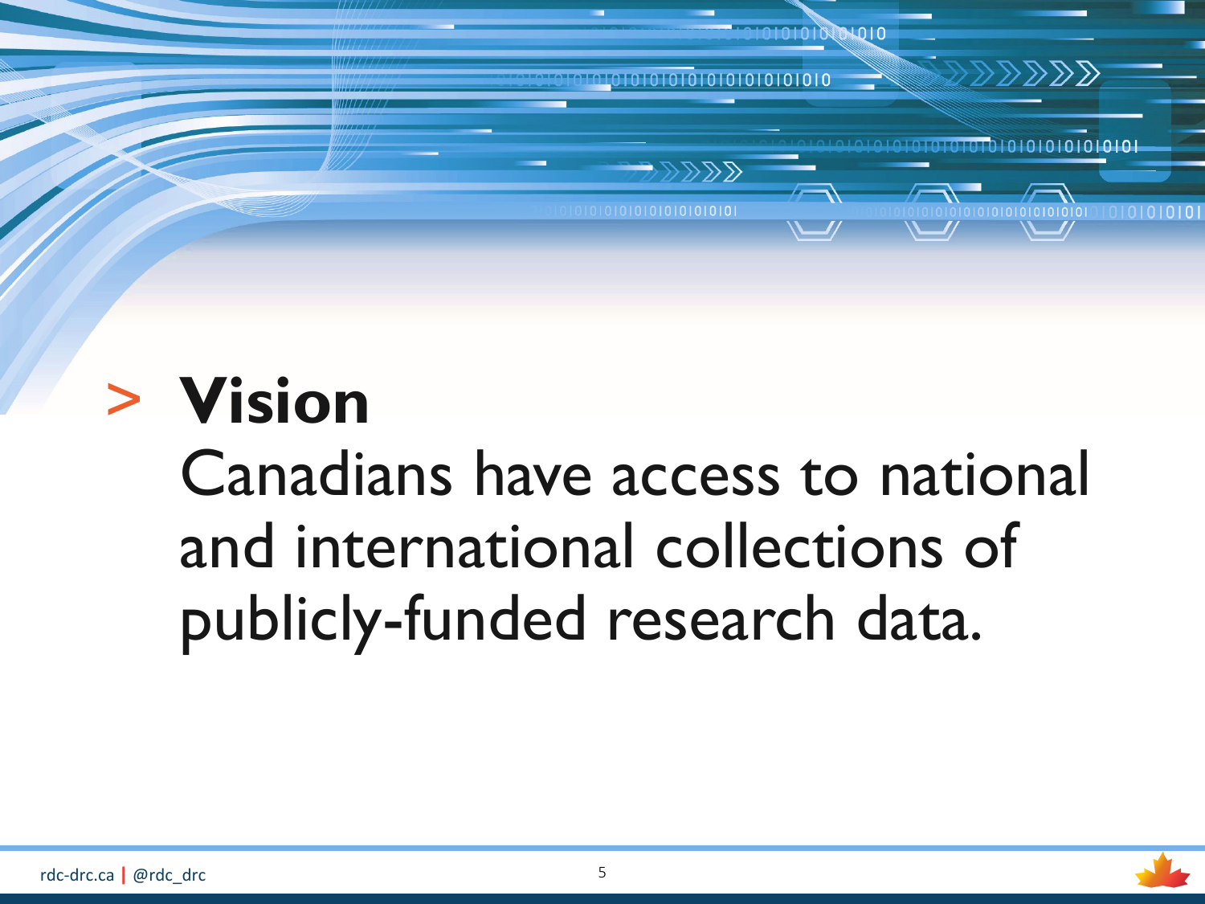## > Vision

Canadians have access to national and international collections of publicly-funded research data.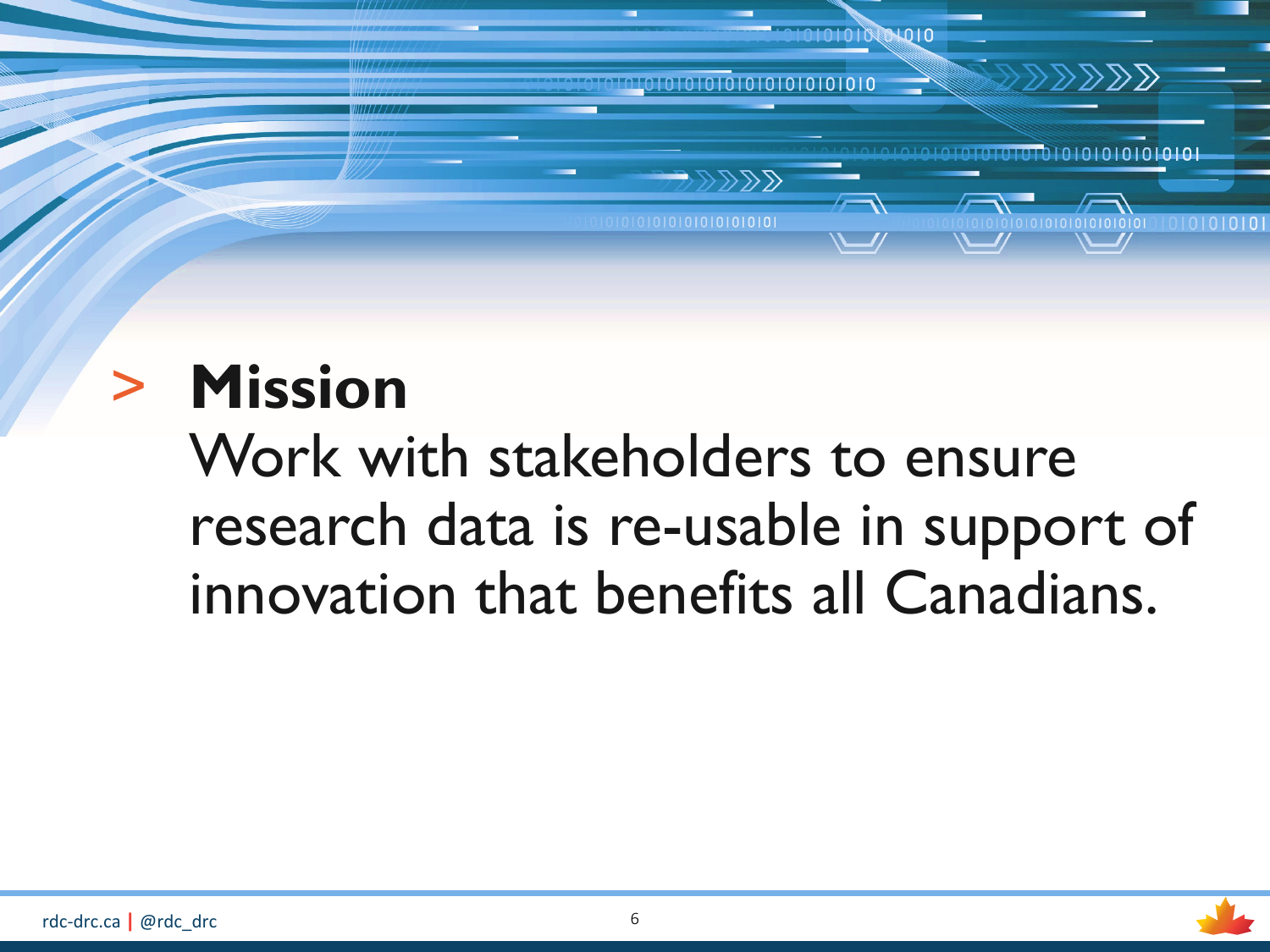## Mission

Work with stakeholders to ensure research data is re-usable in support of innovation that benefits all Canadians.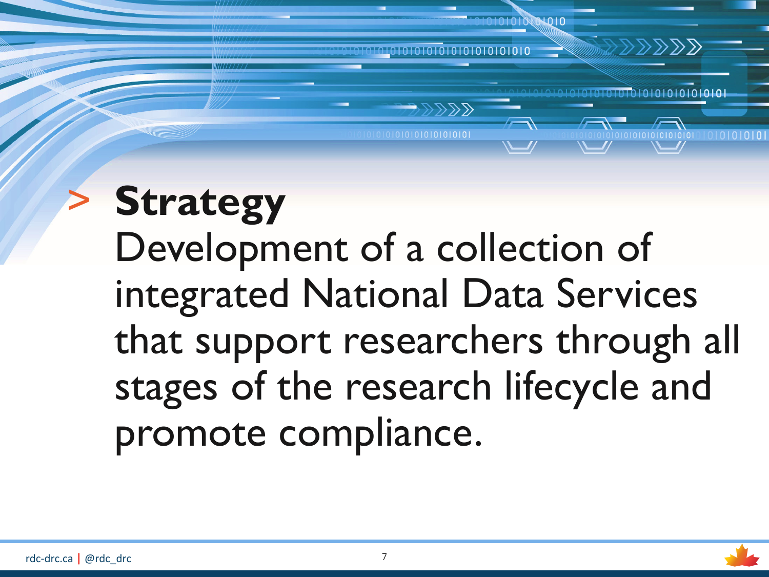> **Strategy**

Development of a collection of integrated National Data Services that support researchers through all stages of the research lifecycle and promote compliance.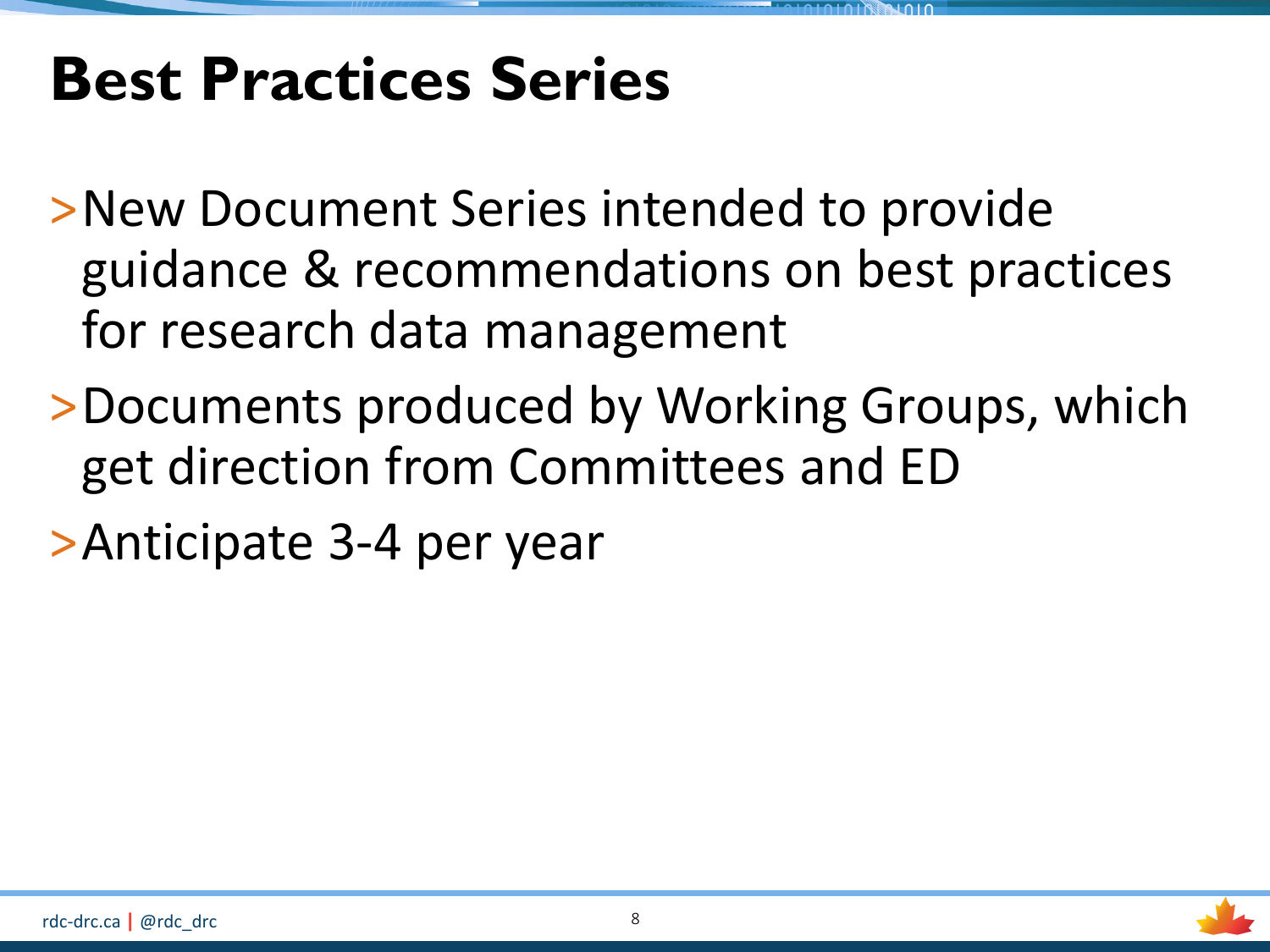# Best Practices Series

- New Document Series intended to provide guidance & recommendations on best practices for research data management
- Documents produced by Working Groups, which get direction from Committees and ED
- Anticipate 3-4 per year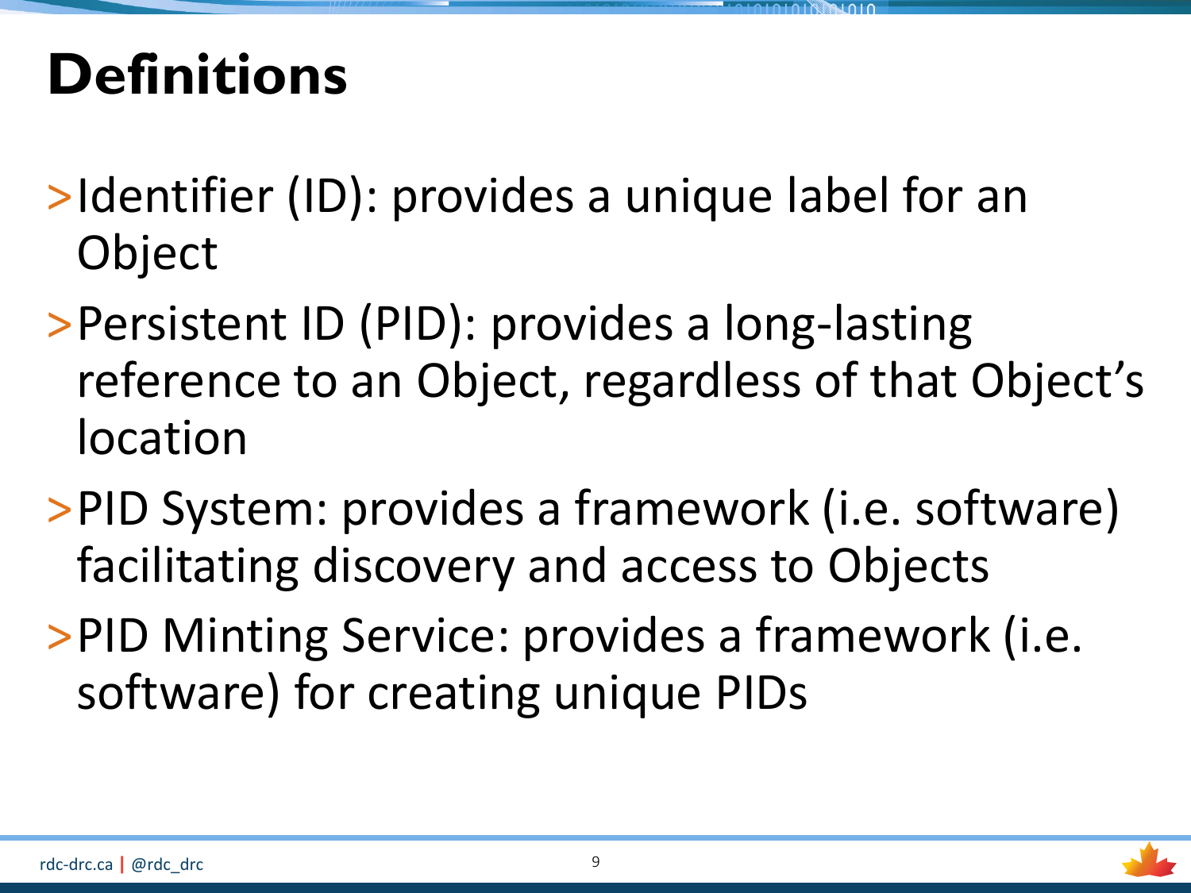# Definitions

- Identifier (ID): provides a unique label for an Object
- Persistent ID (PID): provides a long-lasting reference to an Object, regardless of that Object's location
- PID System: provides a framework (i.e. software) facilitating discovery and access to Objects
- PID Minting Service: provides a framework (i.e. software) for creating unique PIDs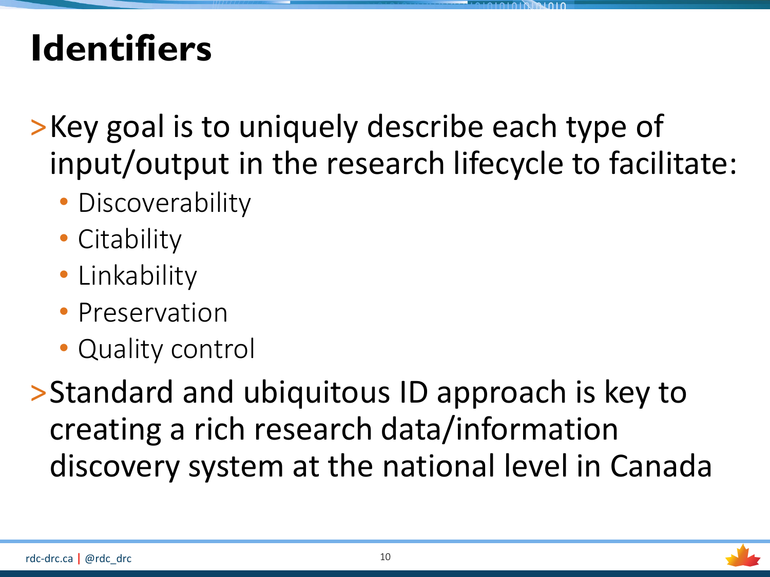# Identifiers

> Key goal is to uniquely describe each type of input/output in the research lifecycle to facilitate:
  - Discoverability
  - Citability
  - Linkability
  - Preservation
  - Quality control

> Standard and ubiquitous ID approach is key to creating a rich research data/information discovery system at the national level in Canada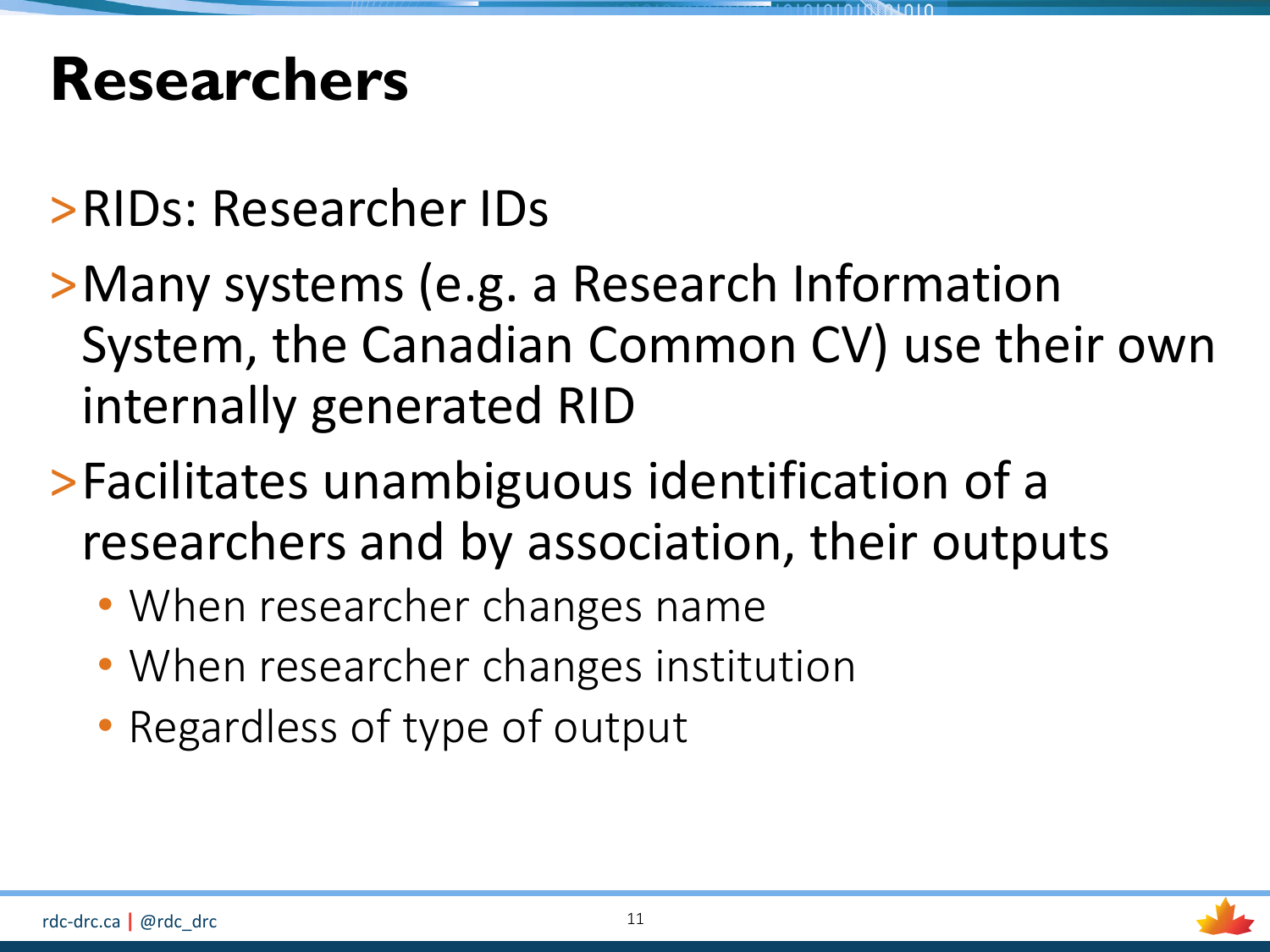# Researchers

- RIDs: Researcher IDs
- Many systems (e.g. a Research Information System, the Canadian Common CV) use their own internally generated RID
- Facilitates unambiguous identification of a researchers and by association, their outputs
  - When researcher changes name
  - When researcher changes institution
  - Regardless of type of output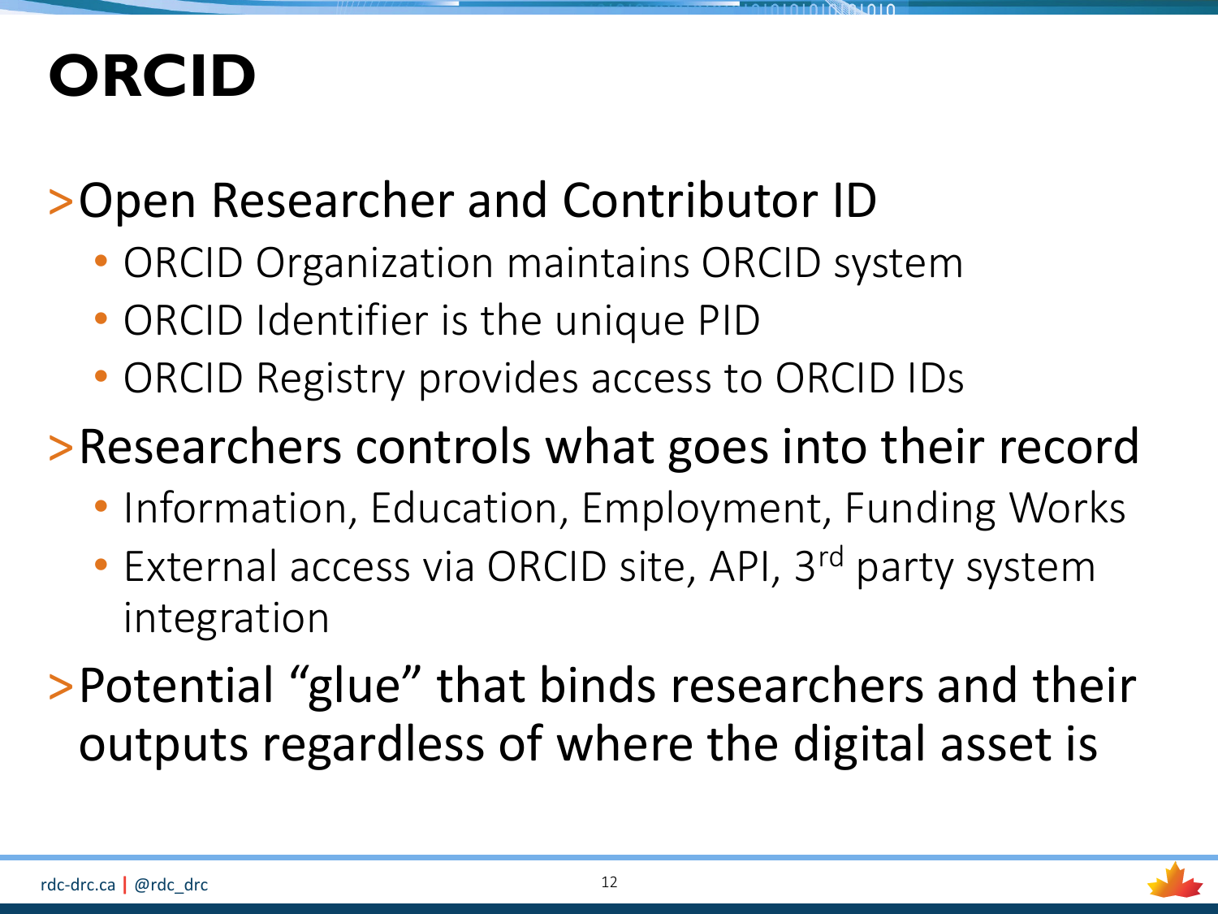# ORCID

> Open Researcher and Contributor ID
  - ORCID Organization maintains ORCID system
  - ORCID Identifier is the unique PID
  - ORCID Registry provides access to ORCID IDs

> Researchers controls what goes into their record
  - Information, Education, Employment, Funding Works
  - External access via ORCID site, API, 3rd party system integration

> Potential "glue" that binds researchers and their outputs regardless of where the digital asset is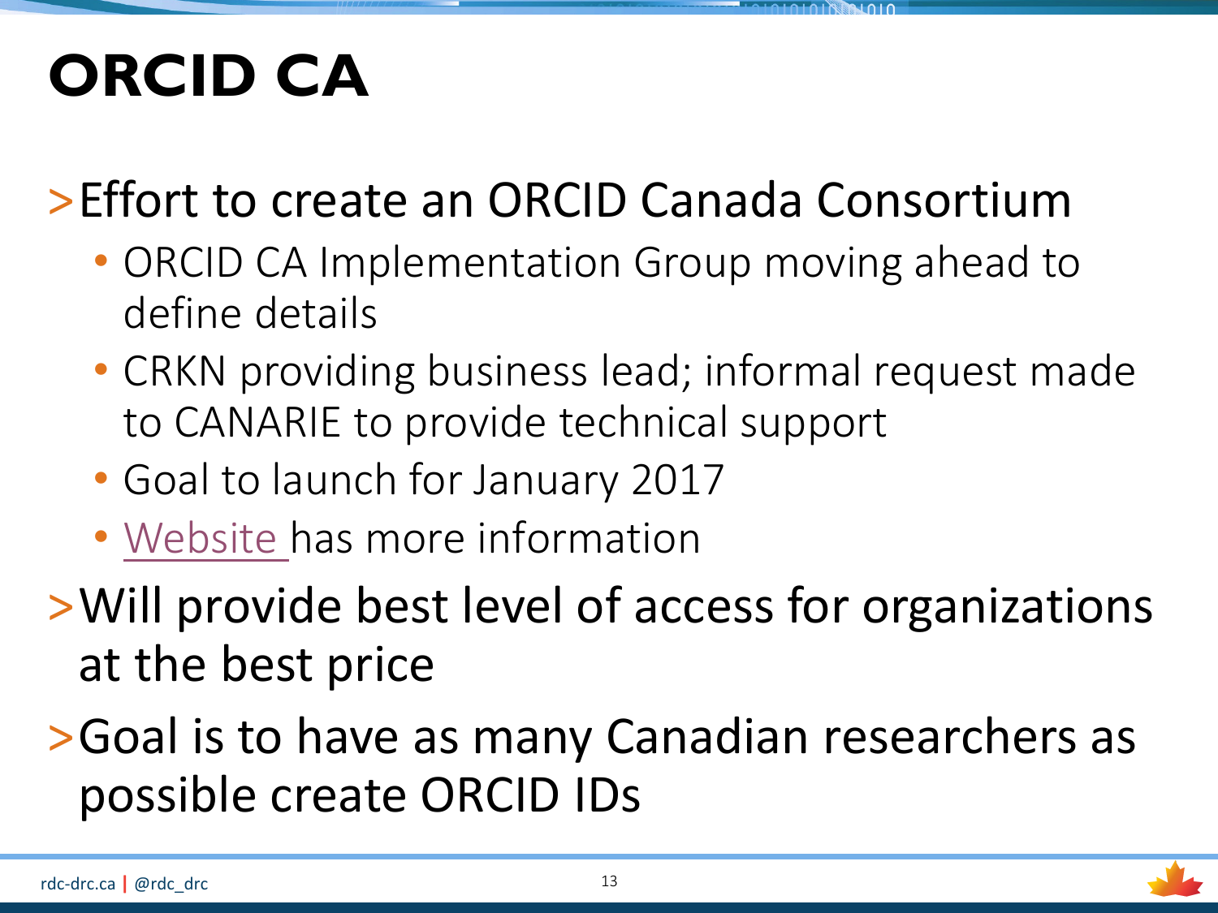# ORCID CA

- Effort to create an ORCID Canada Consortium
  - ORCID CA Implementation Group moving ahead to define details
  - CRKN providing business lead; informal request made to CANARIE to provide technical support
  - Goal to launch for January 2017
  - Website has more information
- Will provide best level of access for organizations at the best price
- Goal is to have as many Canadian researchers as possible create ORCID IDs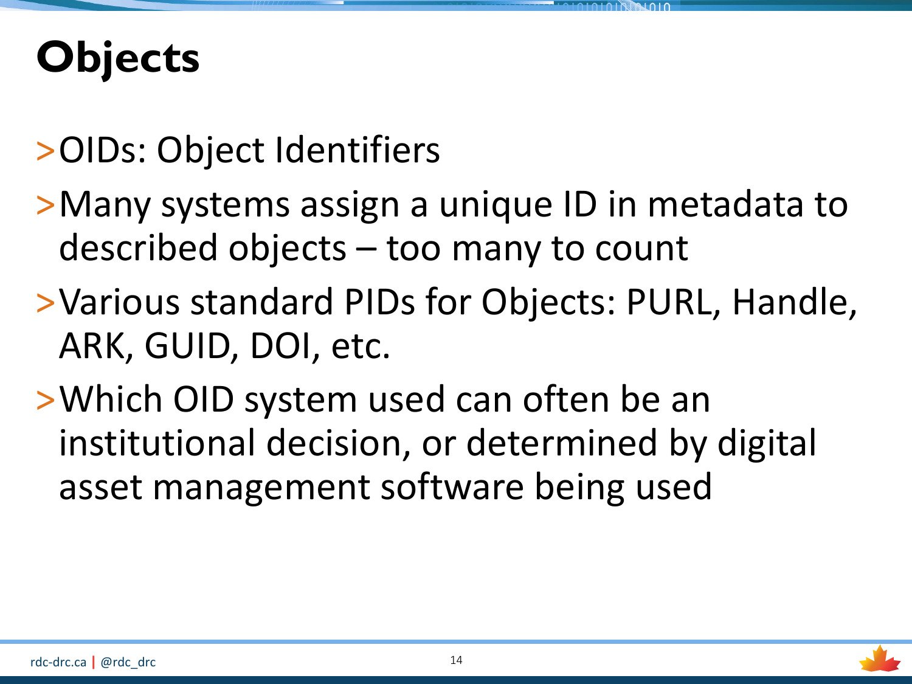# Objects

- OIDs: Object Identifiers
- Many systems assign a unique ID in metadata to described objects – too many to count
- Various standard PIDs for Objects: PURL, Handle, ARK, GUID, DOI, etc.
- Which OID system used can often be an institutional decision, or determined by digital asset management software being used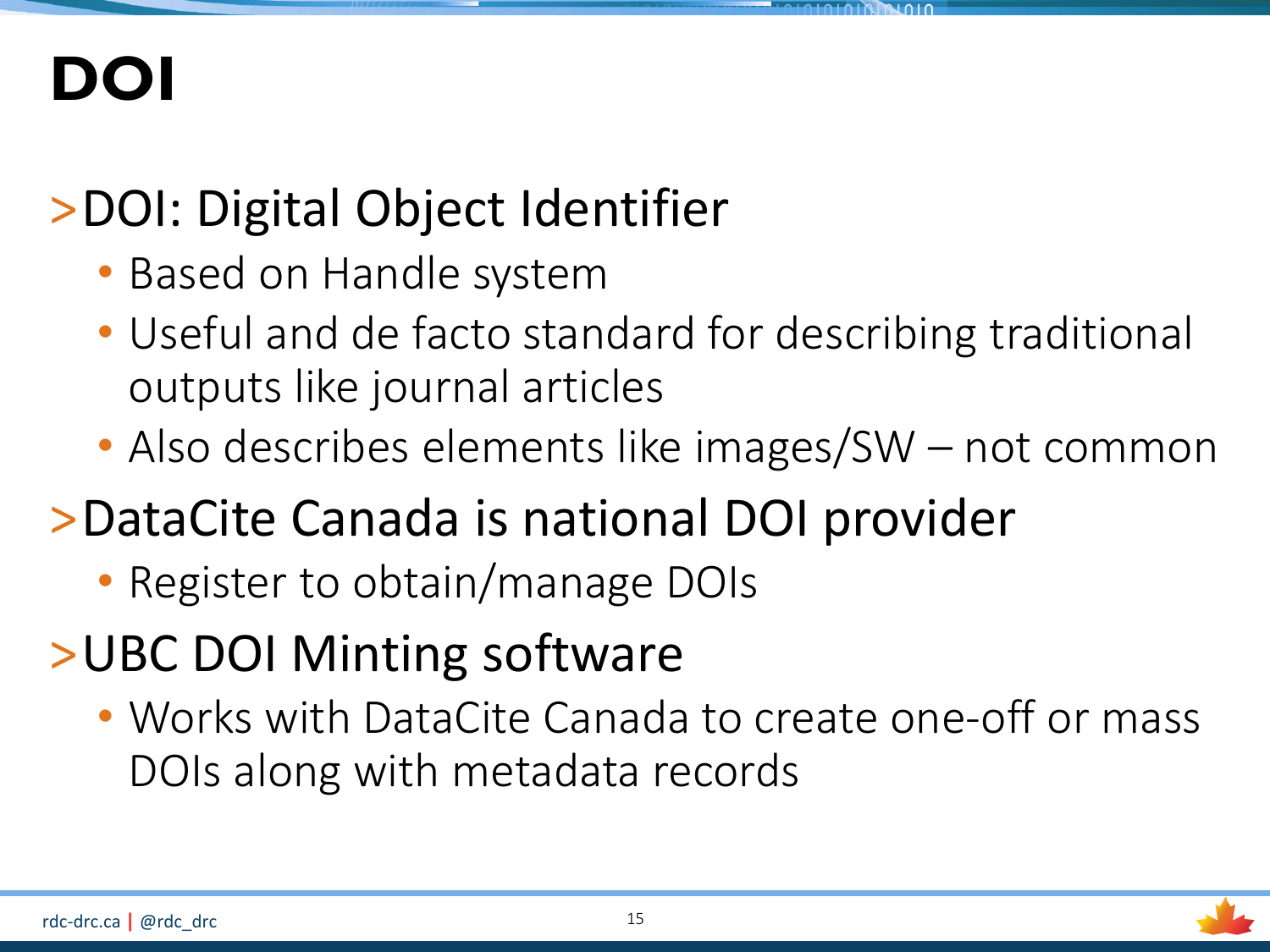# DOI

- DOI: Digital Object Identifier
  - Based on Handle system
  - Useful and de facto standard for describing traditional outputs like journal articles
  - Also describes elements like images/SW – not common
- DataCite Canada is national DOI provider
  - Register to obtain/manage DOIs
- UBC DOI Minting software
  - Works with DataCite Canada to create one-off or mass DOIs along with metadata records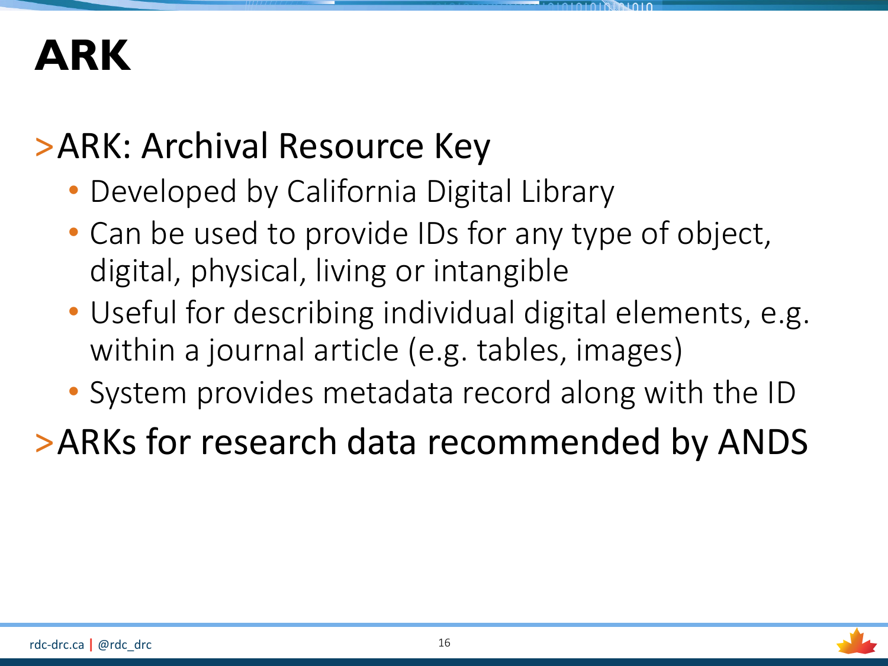# ARK

- ARK: Archival Resource Key
  - Developed by California Digital Library
  - Can be used to provide IDs for any type of object, digital, physical, living or intangible
  - Useful for describing individual digital elements, e.g. within a journal article (e.g. tables, images)
  - System provides metadata record along with the ID
- ARKs for research data recommended by ANDS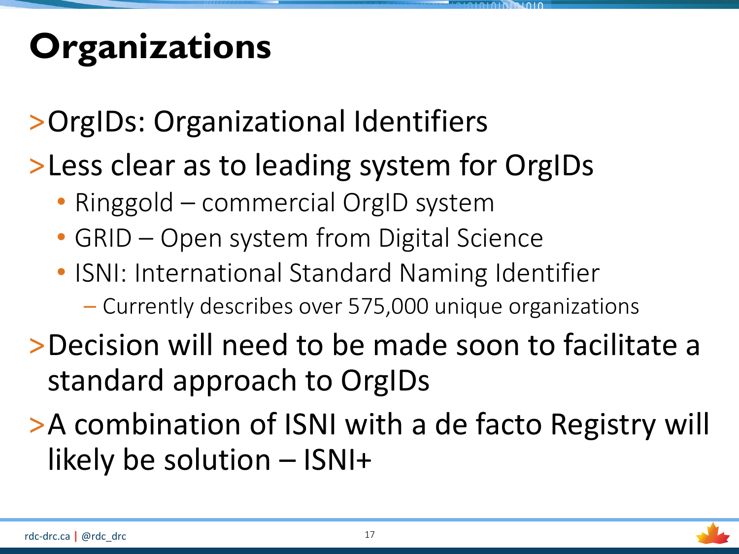# Organizations

- OrgIDs: Organizational Identifiers
- Less clear as to leading system for OrgIDs
  - Ringgold – commercial OrgID system
  - GRID – Open system from Digital Science
  - ISNI: International Standard Naming Identifier
    - Currently describes over 575,000 unique organizations
- Decision will need to be made soon to facilitate a standard approach to OrgIDs
- A combination of ISNI with a de facto Registry will likely be solution – ISNI+

rdc-drc.ca | @rdc_drc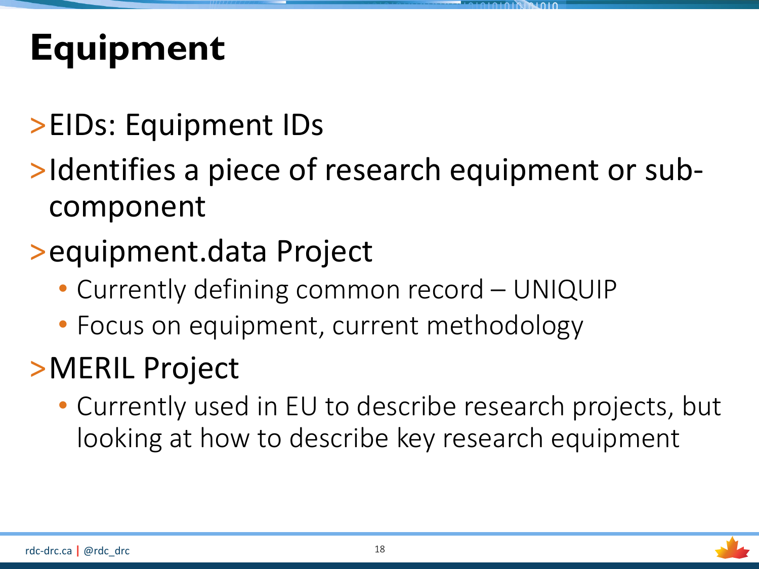# Equipment

- EIDs: Equipment IDs
- Identifies a piece of research equipment or sub-component
- equipment.data Project
  - Currently defining common record – UNIQUIP
  - Focus on equipment, current methodology
- MERIL Project
  - Currently used in EU to describe research projects, but looking at how to describe key research equipment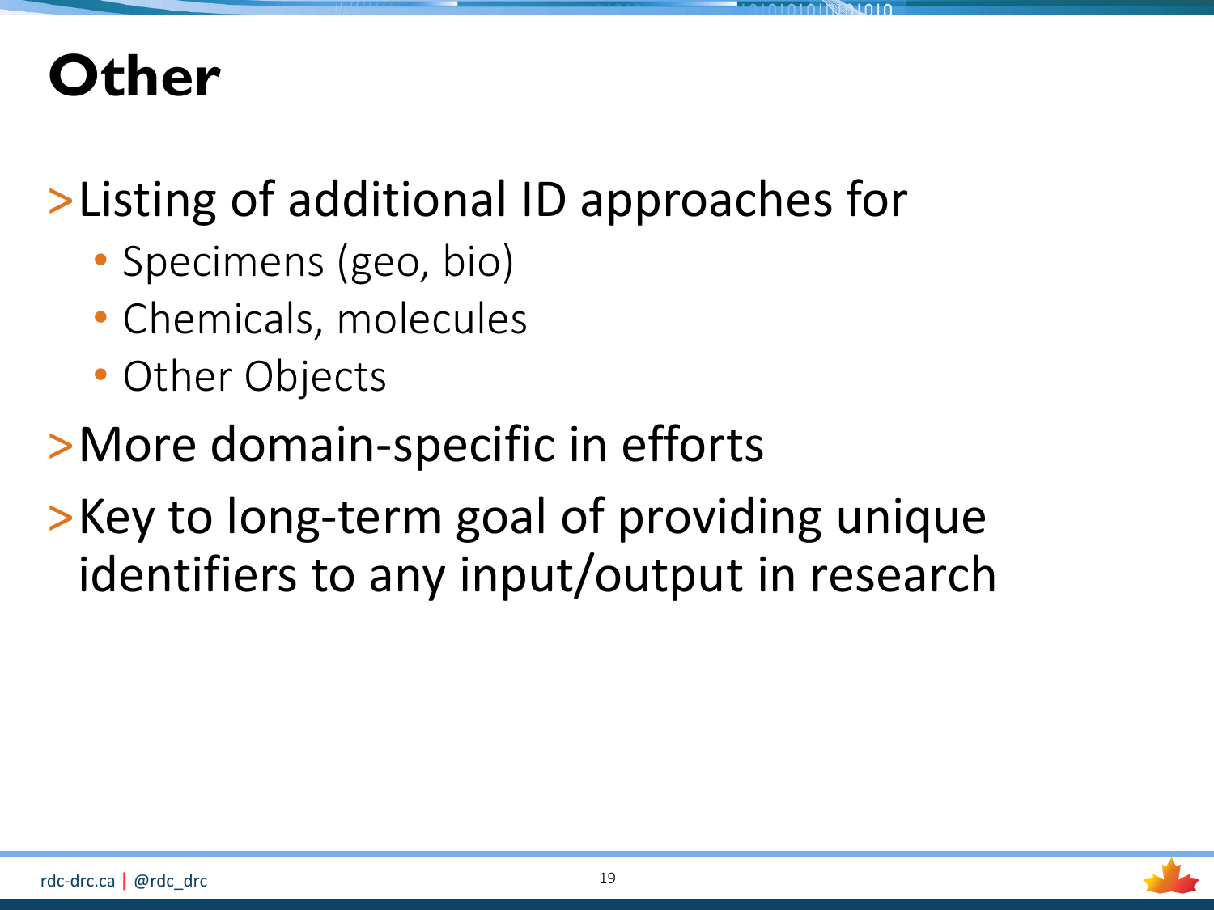# Other

- Listing of additional ID approaches for
  - Specimens (geo, bio)
  - Chemicals, molecules
  - Other Objects
- More domain-specific in efforts
- Key to long-term goal of providing unique identifiers to any input/output in research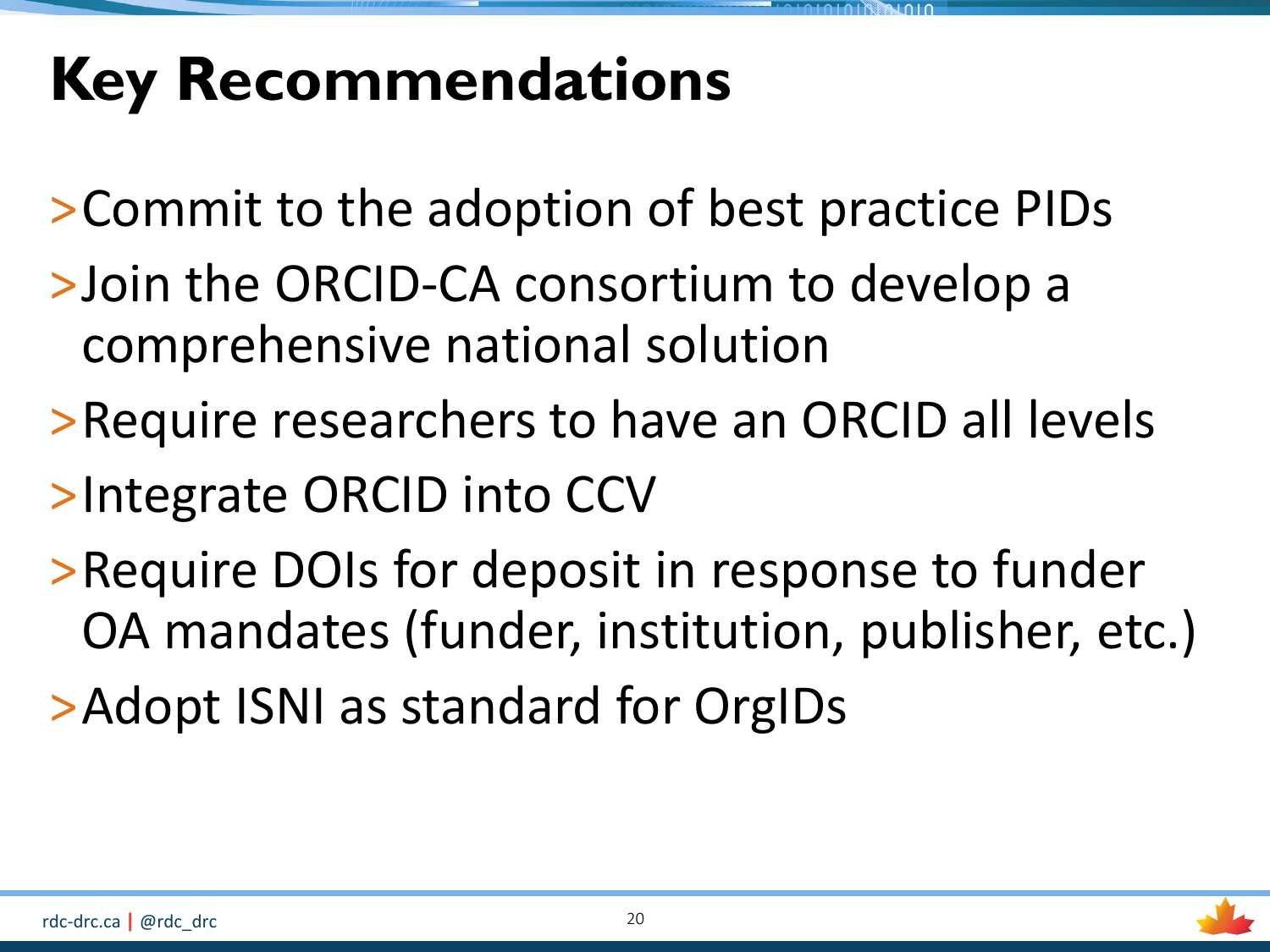# Key Recommendations

- Commit to the adoption of best practice PIDs
- Join the ORCID-CA consortium to develop a comprehensive national solution
- Require researchers to have an ORCID all levels
- Integrate ORCID into CCV
- Require DOIs for deposit in response to funder OA mandates (funder, institution, publisher, etc.)
- Adopt ISNI as standard for OrgIDs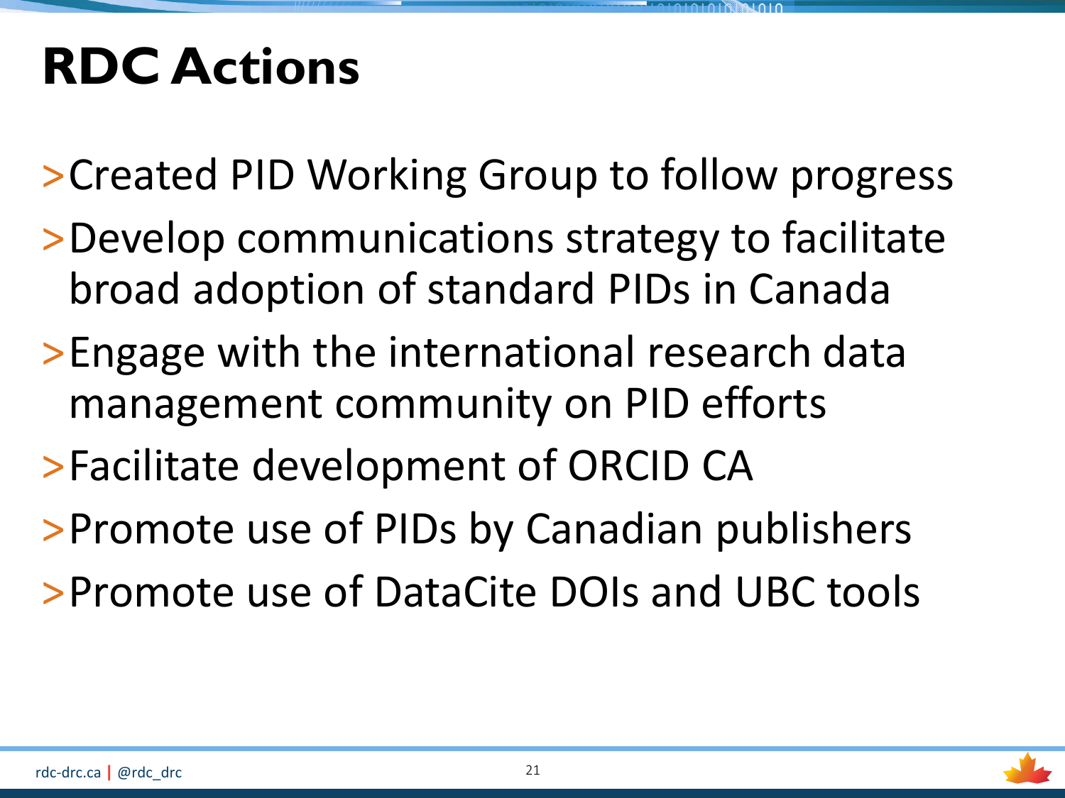# RDC Actions

- Created PID Working Group to follow progress
- Develop communications strategy to facilitate broad adoption of standard PIDs in Canada
- Engage with the international research data management community on PID efforts
- Facilitate development of ORCID CA
- Promote use of PIDs by Canadian publishers
- Promote use of DataCite DOIs and UBC tools

rdc-drc.ca | @rdc_drc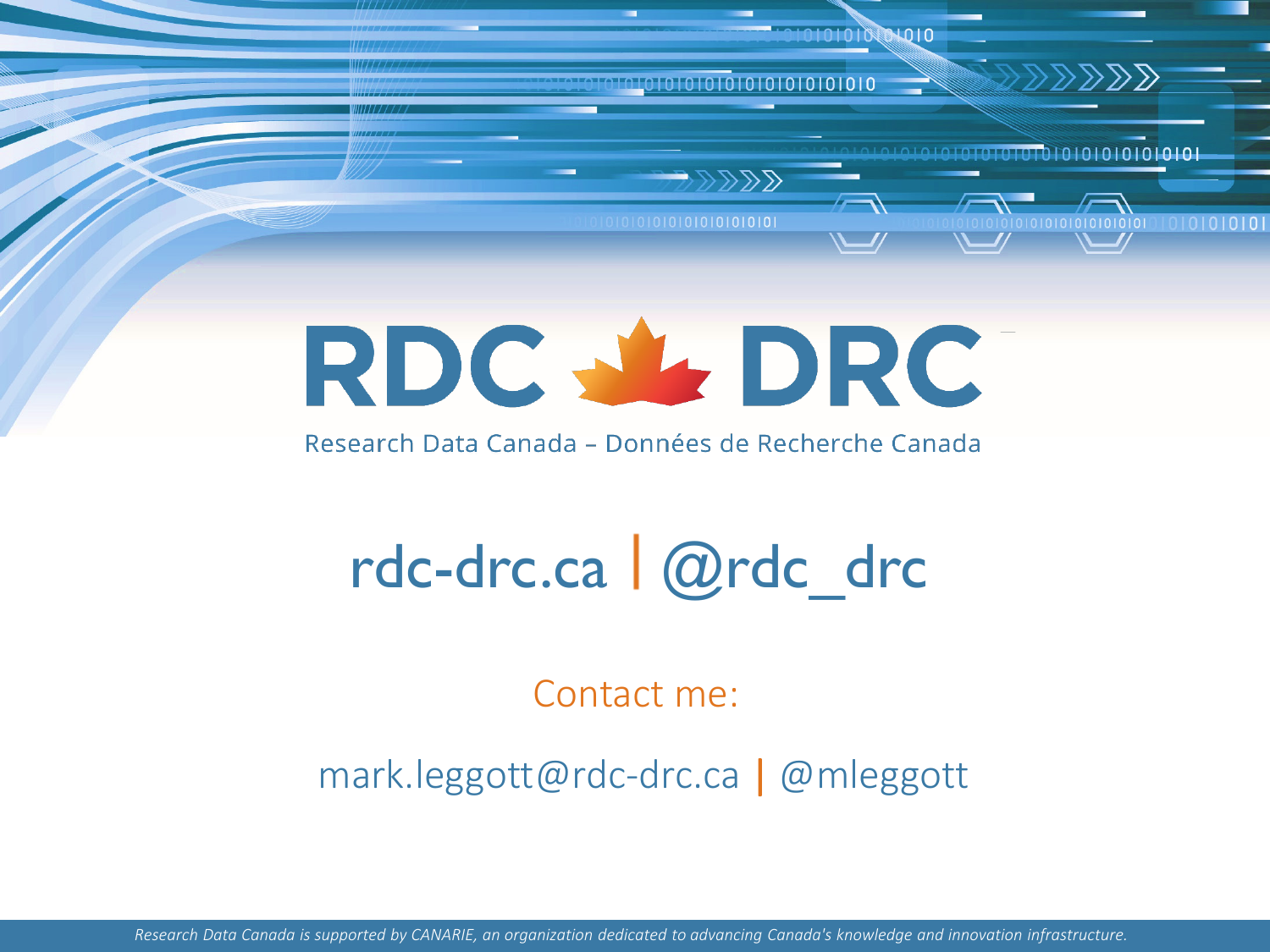# RDC DRC

Research Data Canada – Données de Recherche Canada

## rdc-drc.ca | @rdc_drc

Contact me:

mark.leggott@rdc-drc.ca | @mleggott

*Research Data Canada is supported by CANARIE, an organization dedicated to advancing Canada's knowledge and innovation infrastructure.*